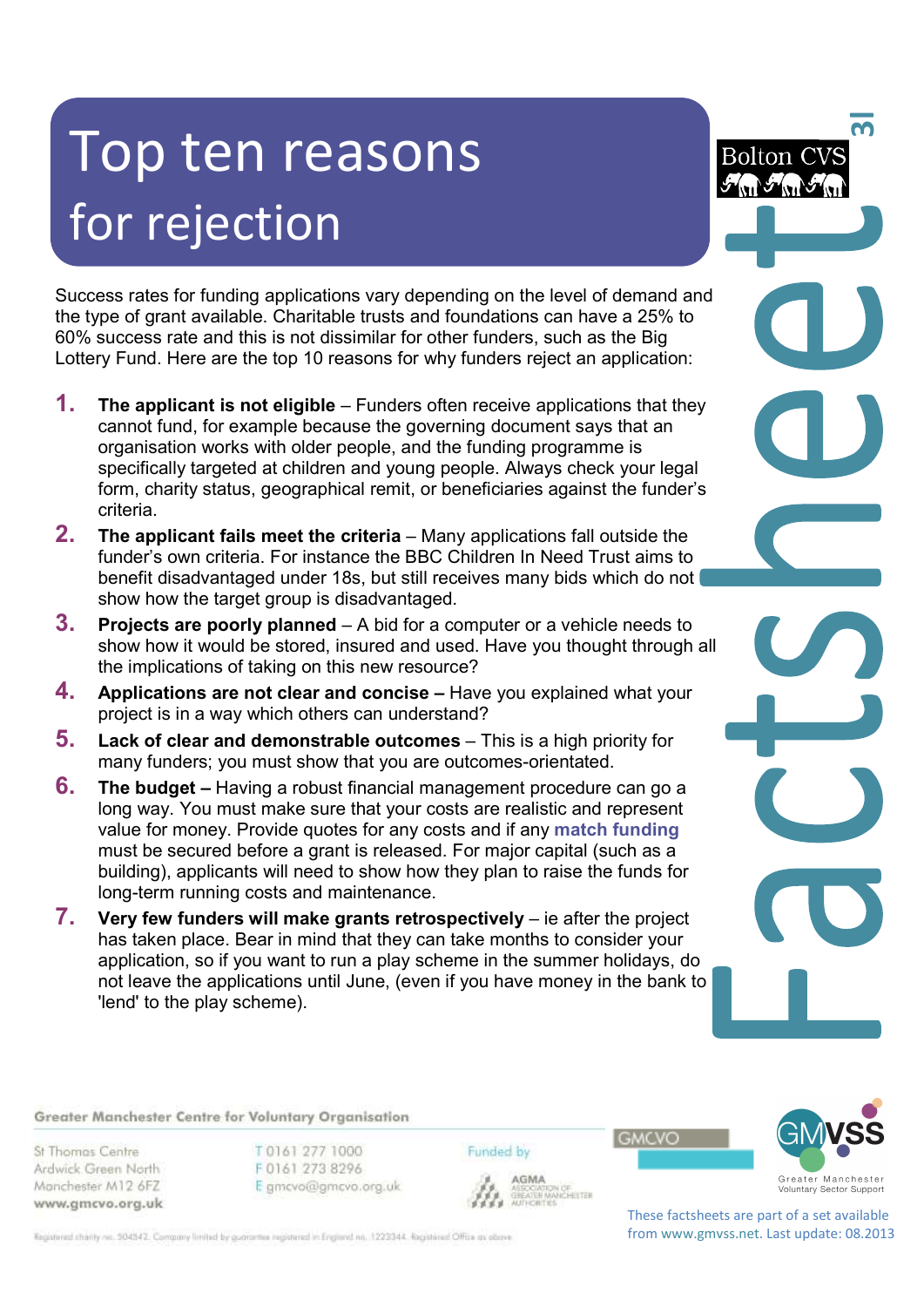# Top ten reasons for rejection

Success rates for funding applications vary depending on the level of demand and the type of grant available. Charitable trusts and foundations can have a 25% to 60% success rate and this is not dissimilar for other funders, such as the Big Lottery Fund. Here are the top 10 reasons for why funders reject an application:

1. **The applicant is not eligible** – Funders often receive applications that they cannot fund, for example because the governing document says that an organisation works with older people, and the funding programme is specifically targeted at children and young people. Always check your legal form, charity status, geographical remit, or beneficiaries against the funder's criteria.
2. **The applicant fails meet the criteria** – Many applications fall outside the funder's own criteria. For instance the BBC Children In Need Trust aims to benefit disadvantaged under 18s, but still receives many bids which do not show how the target group is disadvantaged.
3. **Projects are poorly planned** – A bid for a computer or a vehicle needs to show how it would be stored, insured and used. Have you thought through all the implications of taking on this new resource?
4. **Applications are not clear and concise –** Have you explained what your project is in a way which others can understand?
5. **Lack of clear and demonstrable outcomes** – This is a high priority for many funders; you must show that you are outcomes-orientated.
6. **The budget –** Having a robust financial management procedure can go a long way. You must make sure that your costs are realistic and represent value for money. Provide quotes for any costs and if any **match funding** must be secured before a grant is released. For major capital (such as a building), applicants will need to show how they plan to raise the funds for long-term running costs and maintenance.
7. **Very few funders will make grants retrospectively** – ie after the project has taken place. Bear in mind that they can take months to consider your application, so if you want to run a play scheme in the summer holidays, do not leave the applications until June, (even if you have money in the bank to 'lend' to the play scheme).

Greater Manchester Centre for Voluntary Organisation

St Thomas Centre
Ardwick Green North
Manchester M12 6FZ
www.gmcvo.org.uk

T 0161 277 1000
F 0161 273 8296
E gmcvo@gmcvo.org.uk

Funded by AGMA Association of Greater Manchester Authorities

Registered charity no. 504542. Company limited by guarantee registered in England no. 1223344. Registered Office as above

These factsheets are part of a set available from www.gmvss.net. Last update: 08.2013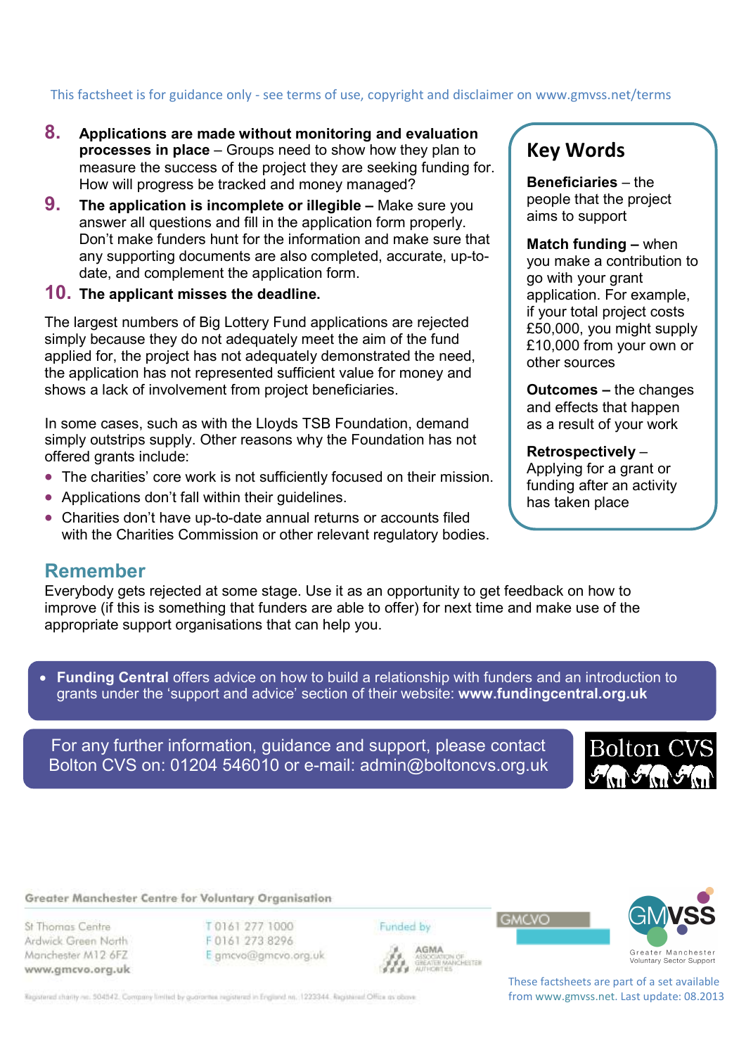This factsheet is for guidance only - see terms of use, copyright and disclaimer on www.gmvss.net/terms

8. **Applications are made without monitoring and evaluation processes in place** – Groups need to show how they plan to measure the success of the project they are seeking funding for. How will progress be tracked and money managed?
9. **The application is incomplete or illegible –** Make sure you answer all questions and fill in the application form properly. Don't make funders hunt for the information and make sure that any supporting documents are also completed, accurate, up-to-date, and complement the application form.
10. **The applicant misses the deadline.**

The largest numbers of Big Lottery Fund applications are rejected simply because they do not adequately meet the aim of the fund applied for, the project has not adequately demonstrated the need, the application has not represented sufficient value for money and shows a lack of involvement from project beneficiaries.

In some cases, such as with the Lloyds TSB Foundation, demand simply outstrips supply. Other reasons why the Foundation has not offered grants include:

- The charities' core work is not sufficiently focused on their mission.
- Applications don't fall within their guidelines.
- Charities don't have up-to-date annual returns or accounts filed with the Charities Commission or other relevant regulatory bodies.

## Key Words

**Beneficiaries** – the people that the project aims to support

**Match funding –** when you make a contribution to go with your grant application. For example, if your total project costs £50,000, you might supply £10,000 from your own or other sources

**Outcomes –** the changes and effects that happen as a result of your work

**Retrospectively** – Applying for a grant or funding after an activity has taken place

## Remember

Everybody gets rejected at some stage. Use it as an opportunity to get feedback on how to improve (if this is something that funders are able to offer) for next time and make use of the appropriate support organisations that can help you.

- **Funding Central** offers advice on how to build a relationship with funders and an introduction to grants under the 'support and advice' section of their website: **www.fundingcentral.org.uk**

For any further information, guidance and support, please contact Bolton CVS on: 01204 546010 or e-mail: admin@boltoncvs.org.uk

Bolton CVS

Greater Manchester Centre for Voluntary Organisation

St Thomas Centre
Ardwick Green North
Manchester M12 6FZ
**www.gmcvo.org.uk**

T 0161 277 1000
F 0161 273 8296
E gmcvo@gmcvo.org.uk

Funded by AGMA Association of Greater Manchester Authorities

GMCVO

GMVSS Greater Manchester Voluntary Sector Support

Registered charity no. 504542. Company limited by guarantee registered in England no. 1223344. Registered Office as above

These factsheets are part of a set available from www.gmvss.net. Last update: 08.2013